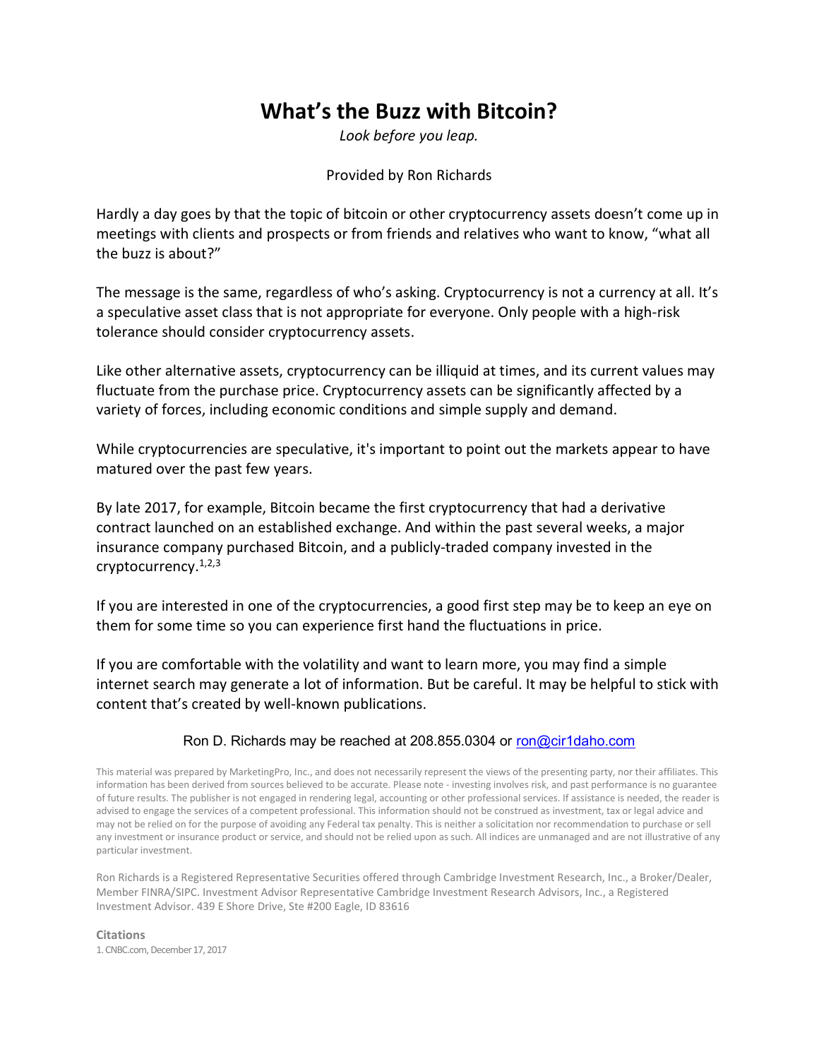# What's the Buzz with Bitcoin?

*Look before you leap.*

Provided by Ron Richards

Hardly a day goes by that the topic of bitcoin or other cryptocurrency assets doesn't come up in meetings with clients and prospects or from friends and relatives who want to know, "what all the buzz is about?"

The message is the same, regardless of who's asking. Cryptocurrency is not a currency at all. It's a speculative asset class that is not appropriate for everyone. Only people with a high-risk tolerance should consider cryptocurrency assets.

Like other alternative assets, cryptocurrency can be illiquid at times, and its current values may fluctuate from the purchase price. Cryptocurrency assets can be significantly affected by a variety of forces, including economic conditions and simple supply and demand.

While cryptocurrencies are speculative, it's important to point out the markets appear to have matured over the past few years.

By late 2017, for example, Bitcoin became the first cryptocurrency that had a derivative contract launched on an established exchange. And within the past several weeks, a major insurance company purchased Bitcoin, and a publicly-traded company invested in the cryptocurrency.[1,2,3]

If you are interested in one of the cryptocurrencies, a good first step may be to keep an eye on them for some time so you can experience first hand the fluctuations in price.

If you are comfortable with the volatility and want to learn more, you may find a simple internet search may generate a lot of information. But be careful. It may be helpful to stick with content that's created by well-known publications.

Ron D. Richards may be reached at 208.855.0304 or ron@cir1daho.com

This material was prepared by MarketingPro, Inc., and does not necessarily represent the views of the presenting party, nor their affiliates. This information has been derived from sources believed to be accurate. Please note - investing involves risk, and past performance is no guarantee of future results. The publisher is not engaged in rendering legal, accounting or other professional services. If assistance is needed, the reader is advised to engage the services of a competent professional. This information should not be construed as investment, tax or legal advice and may not be relied on for the purpose of avoiding any Federal tax penalty. This is neither a solicitation nor recommendation to purchase or sell any investment or insurance product or service, and should not be relied upon as such. All indices are unmanaged and are not illustrative of any particular investment.

Ron Richards is a Registered Representative Securities offered through Cambridge Investment Research, Inc., a Broker/Dealer, Member FINRA/SIPC. Investment Advisor Representative Cambridge Investment Research Advisors, Inc., a Registered Investment Advisor. 439 E Shore Drive, Ste #200 Eagle, ID 83616

**Citations**

1. CNBC.com, December 17, 2017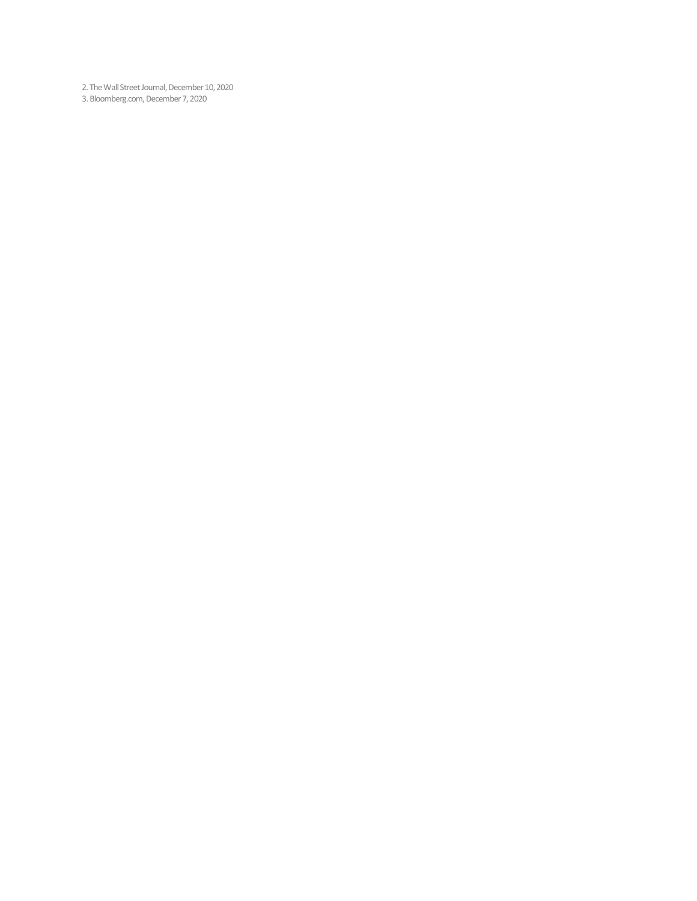2. The Wall Street Journal, December 10, 2020
3. Bloomberg.com, December 7, 2020